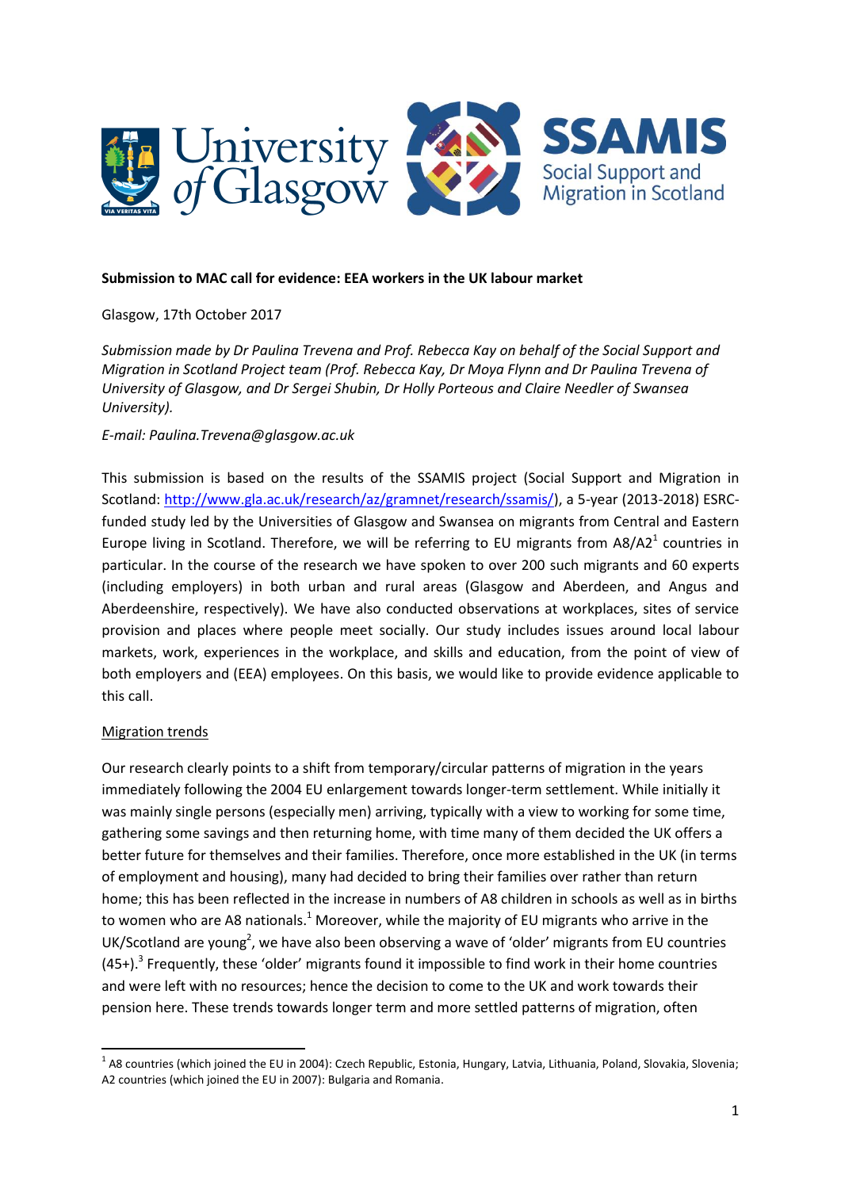**Submission to MAC call for evidence: EEA workers in the UK labour market**

Glasgow, 17th October 2017

*Submission made by Dr Paulina Trevena and Prof. Rebecca Kay on behalf of the Social Support and Migration in Scotland Project team (Prof. Rebecca Kay, Dr Moya Flynn and Dr Paulina Trevena of University of Glasgow, and Dr Sergei Shubin, Dr Holly Porteous and Claire Needler of Swansea University).*

*E-mail: Paulina.Trevena@glasgow.ac.uk*

This submission is based on the results of the SSAMIS project (Social Support and Migration in Scotland: http://www.gla.ac.uk/research/az/gramnet/research/ssamis/), a 5-year (2013-2018) ESRC-funded study led by the Universities of Glasgow and Swansea on migrants from Central and Eastern Europe living in Scotland. Therefore, we will be referring to EU migrants from A8/A2[1] countries in particular. In the course of the research we have spoken to over 200 such migrants and 60 experts (including employers) in both urban and rural areas (Glasgow and Aberdeen, and Angus and Aberdeenshire, respectively). We have also conducted observations at workplaces, sites of service provision and places where people meet socially. Our study includes issues around local labour markets, work, experiences in the workplace, and skills and education, from the point of view of both employers and (EEA) employees. On this basis, we would like to provide evidence applicable to this call.

## Migration trends

Our research clearly points to a shift from temporary/circular patterns of migration in the years immediately following the 2004 EU enlargement towards longer-term settlement. While initially it was mainly single persons (especially men) arriving, typically with a view to working for some time, gathering some savings and then returning home, with time many of them decided the UK offers a better future for themselves and their families. Therefore, once more established in the UK (in terms of employment and housing), many had decided to bring their families over rather than return home; this has been reflected in the increase in numbers of A8 children in schools as well as in births to women who are A8 nationals.[1] Moreover, while the majority of EU migrants who arrive in the UK/Scotland are young[2], we have also been observing a wave of 'older' migrants from EU countries (45+).[3] Frequently, these 'older' migrants found it impossible to find work in their home countries and were left with no resources; hence the decision to come to the UK and work towards their pension here. These trends towards longer term and more settled patterns of migration, often

---

[1] A8 countries (which joined the EU in 2004): Czech Republic, Estonia, Hungary, Latvia, Lithuania, Poland, Slovakia, Slovenia; A2 countries (which joined the EU in 2007): Bulgaria and Romania.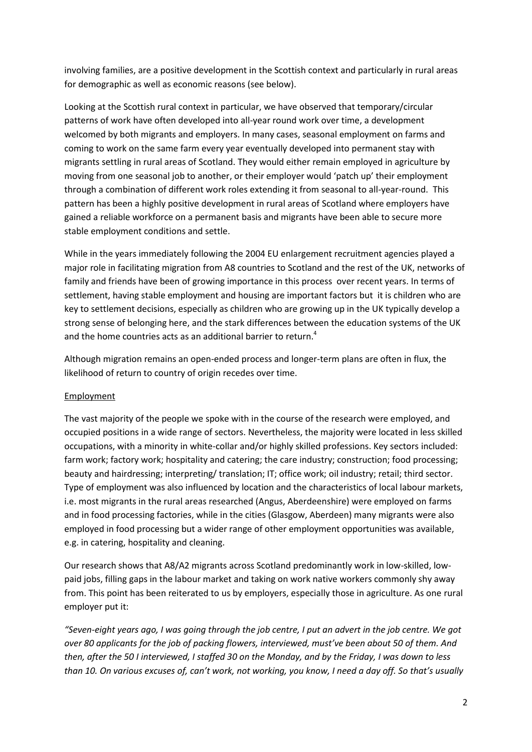involving families, are a positive development in the Scottish context and particularly in rural areas for demographic as well as economic reasons (see below).

Looking at the Scottish rural context in particular, we have observed that temporary/circular patterns of work have often developed into all-year round work over time, a development welcomed by both migrants and employers. In many cases, seasonal employment on farms and coming to work on the same farm every year eventually developed into permanent stay with migrants settling in rural areas of Scotland. They would either remain employed in agriculture by moving from one seasonal job to another, or their employer would 'patch up' their employment through a combination of different work roles extending it from seasonal to all-year-round. This pattern has been a highly positive development in rural areas of Scotland where employers have gained a reliable workforce on a permanent basis and migrants have been able to secure more stable employment conditions and settle.

While in the years immediately following the 2004 EU enlargement recruitment agencies played a major role in facilitating migration from A8 countries to Scotland and the rest of the UK, networks of family and friends have been of growing importance in this process over recent years. In terms of settlement, having stable employment and housing are important factors but it is children who are key to settlement decisions, especially as children who are growing up in the UK typically develop a strong sense of belonging here, and the stark differences between the education systems of the UK and the home countries acts as an additional barrier to return.[4]

Although migration remains an open-ended process and longer-term plans are often in flux, the likelihood of return to country of origin recedes over time.

<u>Employment</u>

The vast majority of the people we spoke with in the course of the research were employed, and occupied positions in a wide range of sectors. Nevertheless, the majority were located in less skilled occupations, with a minority in white-collar and/or highly skilled professions. Key sectors included: farm work; factory work; hospitality and catering; the care industry; construction; food processing; beauty and hairdressing; interpreting/ translation; IT; office work; oil industry; retail; third sector. Type of employment was also influenced by location and the characteristics of local labour markets, i.e. most migrants in the rural areas researched (Angus, Aberdeenshire) were employed on farms and in food processing factories, while in the cities (Glasgow, Aberdeen) many migrants were also employed in food processing but a wider range of other employment opportunities was available, e.g. in catering, hospitality and cleaning.

Our research shows that A8/A2 migrants across Scotland predominantly work in low-skilled, low-paid jobs, filling gaps in the labour market and taking on work native workers commonly shy away from. This point has been reiterated to us by employers, especially those in agriculture. As one rural employer put it:

*"Seven-eight years ago, I was going through the job centre, I put an advert in the job centre. We got over 80 applicants for the job of packing flowers, interviewed, must've been about 50 of them. And then, after the 50 I interviewed, I staffed 30 on the Monday, and by the Friday, I was down to less than 10. On various excuses of, can't work, not working, you know, I need a day off. So that's usually*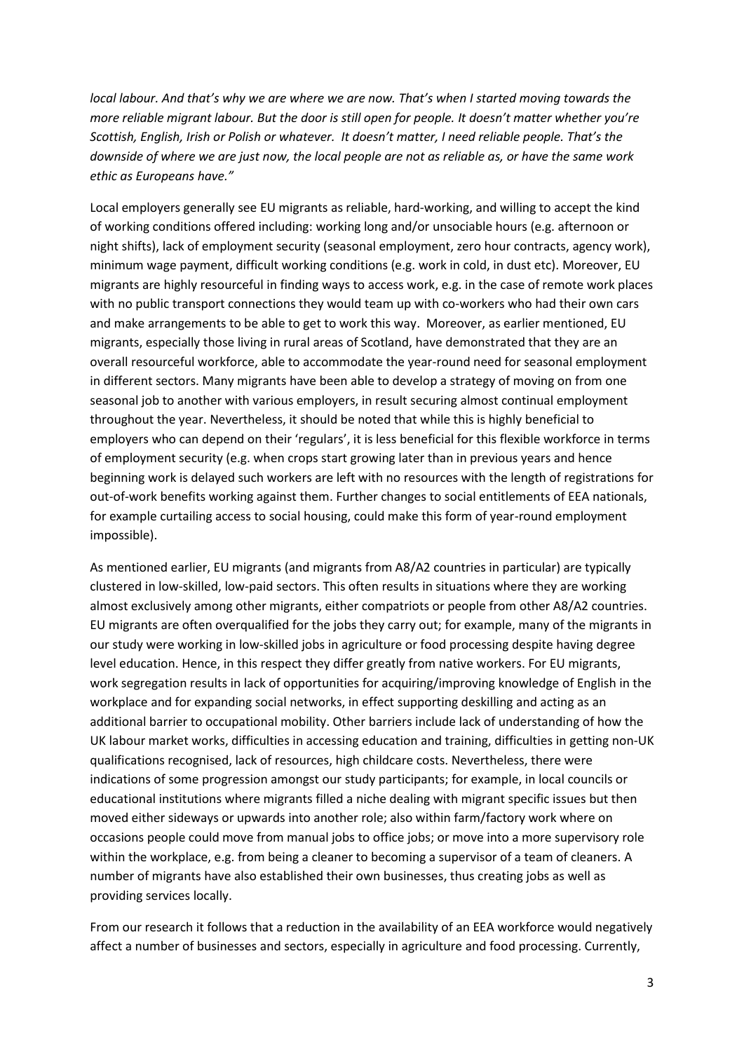*local labour. And that's why we are where we are now. That's when I started moving towards the more reliable migrant labour. But the door is still open for people. It doesn't matter whether you're Scottish, English, Irish or Polish or whatever. It doesn't matter, I need reliable people. That's the downside of where we are just now, the local people are not as reliable as, or have the same work ethic as Europeans have."*

Local employers generally see EU migrants as reliable, hard-working, and willing to accept the kind of working conditions offered including: working long and/or unsociable hours (e.g. afternoon or night shifts), lack of employment security (seasonal employment, zero hour contracts, agency work), minimum wage payment, difficult working conditions (e.g. work in cold, in dust etc). Moreover, EU migrants are highly resourceful in finding ways to access work, e.g. in the case of remote work places with no public transport connections they would team up with co-workers who had their own cars and make arrangements to be able to get to work this way. Moreover, as earlier mentioned, EU migrants, especially those living in rural areas of Scotland, have demonstrated that they are an overall resourceful workforce, able to accommodate the year-round need for seasonal employment in different sectors. Many migrants have been able to develop a strategy of moving on from one seasonal job to another with various employers, in result securing almost continual employment throughout the year. Nevertheless, it should be noted that while this is highly beneficial to employers who can depend on their 'regulars', it is less beneficial for this flexible workforce in terms of employment security (e.g. when crops start growing later than in previous years and hence beginning work is delayed such workers are left with no resources with the length of registrations for out-of-work benefits working against them. Further changes to social entitlements of EEA nationals, for example curtailing access to social housing, could make this form of year-round employment impossible).

As mentioned earlier, EU migrants (and migrants from A8/A2 countries in particular) are typically clustered in low-skilled, low-paid sectors. This often results in situations where they are working almost exclusively among other migrants, either compatriots or people from other A8/A2 countries. EU migrants are often overqualified for the jobs they carry out; for example, many of the migrants in our study were working in low-skilled jobs in agriculture or food processing despite having degree level education. Hence, in this respect they differ greatly from native workers. For EU migrants, work segregation results in lack of opportunities for acquiring/improving knowledge of English in the workplace and for expanding social networks, in effect supporting deskilling and acting as an additional barrier to occupational mobility. Other barriers include lack of understanding of how the UK labour market works, difficulties in accessing education and training, difficulties in getting non-UK qualifications recognised, lack of resources, high childcare costs. Nevertheless, there were indications of some progression amongst our study participants; for example, in local councils or educational institutions where migrants filled a niche dealing with migrant specific issues but then moved either sideways or upwards into another role; also within farm/factory work where on occasions people could move from manual jobs to office jobs; or move into a more supervisory role within the workplace, e.g. from being a cleaner to becoming a supervisor of a team of cleaners. A number of migrants have also established their own businesses, thus creating jobs as well as providing services locally.

From our research it follows that a reduction in the availability of an EEA workforce would negatively affect a number of businesses and sectors, especially in agriculture and food processing. Currently,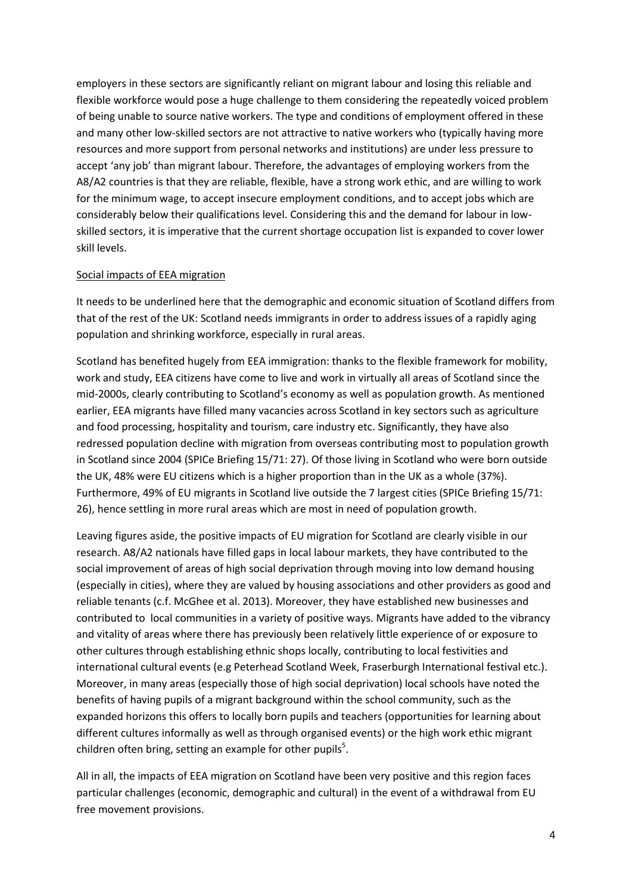employers in these sectors are significantly reliant on migrant labour and losing this reliable and flexible workforce would pose a huge challenge to them considering the repeatedly voiced problem of being unable to source native workers. The type and conditions of employment offered in these and many other low-skilled sectors are not attractive to native workers who (typically having more resources and more support from personal networks and institutions) are under less pressure to accept 'any job' than migrant labour. Therefore, the advantages of employing workers from the A8/A2 countries is that they are reliable, flexible, have a strong work ethic, and are willing to work for the minimum wage, to accept insecure employment conditions, and to accept jobs which are considerably below their qualifications level. Considering this and the demand for labour in low-skilled sectors, it is imperative that the current shortage occupation list is expanded to cover lower skill levels.

<u>Social impacts of EEA migration</u>

It needs to be underlined here that the demographic and economic situation of Scotland differs from that of the rest of the UK: Scotland needs immigrants in order to address issues of a rapidly aging population and shrinking workforce, especially in rural areas.

Scotland has benefited hugely from EEA immigration: thanks to the flexible framework for mobility, work and study, EEA citizens have come to live and work in virtually all areas of Scotland since the mid-2000s, clearly contributing to Scotland's economy as well as population growth. As mentioned earlier, EEA migrants have filled many vacancies across Scotland in key sectors such as agriculture and food processing, hospitality and tourism, care industry etc. Significantly, they have also redressed population decline with migration from overseas contributing most to population growth in Scotland since 2004 (SPICe Briefing 15/71: 27). Of those living in Scotland who were born outside the UK, 48% were EU citizens which is a higher proportion than in the UK as a whole (37%). Furthermore, 49% of EU migrants in Scotland live outside the 7 largest cities (SPICe Briefing 15/71: 26), hence settling in more rural areas which are most in need of population growth.

Leaving figures aside, the positive impacts of EU migration for Scotland are clearly visible in our research. A8/A2 nationals have filled gaps in local labour markets, they have contributed to the social improvement of areas of high social deprivation through moving into low demand housing (especially in cities), where they are valued by housing associations and other providers as good and reliable tenants (c.f. McGhee et al. 2013). Moreover, they have established new businesses and contributed to local communities in a variety of positive ways. Migrants have added to the vibrancy and vitality of areas where there has previously been relatively little experience of or exposure to other cultures through establishing ethnic shops locally, contributing to local festivities and international cultural events (e.g Peterhead Scotland Week, Fraserburgh International festival etc.). Moreover, in many areas (especially those of high social deprivation) local schools have noted the benefits of having pupils of a migrant background within the school community, such as the expanded horizons this offers to locally born pupils and teachers (opportunities for learning about different cultures informally as well as through organised events) or the high work ethic migrant children often bring, setting an example for other pupils[5].

All in all, the impacts of EEA migration on Scotland have been very positive and this region faces particular challenges (economic, demographic and cultural) in the event of a withdrawal from EU free movement provisions.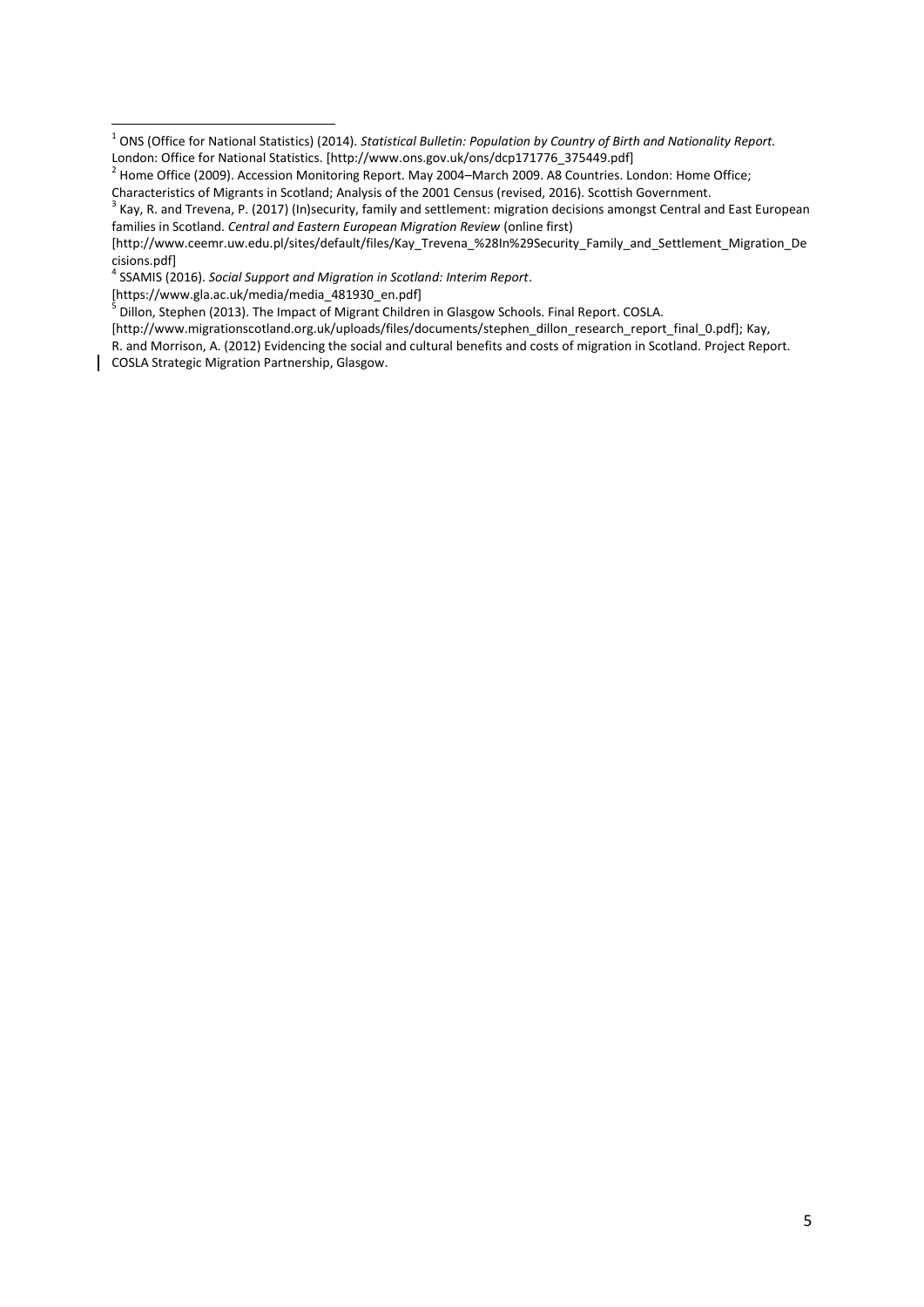[1] ONS (Office for National Statistics) (2014). *Statistical Bulletin: Population by Country of Birth and Nationality Report.* London: Office for National Statistics. [http://www.ons.gov.uk/ons/dcp171776_375449.pdf]

[2] Home Office (2009). Accession Monitoring Report. May 2004–March 2009. A8 Countries. London: Home Office; Characteristics of Migrants in Scotland; Analysis of the 2001 Census (revised, 2016). Scottish Government.

[3] Kay, R. and Trevena, P. (2017) (In)security, family and settlement: migration decisions amongst Central and East European families in Scotland. *Central and Eastern European Migration Review* (online first) [http://www.ceemr.uw.edu.pl/sites/default/files/Kay_Trevena_%28In%29Security_Family_and_Settlement_Migration_Decisions.pdf]

[4] SSAMIS (2016). *Social Support and Migration in Scotland: Interim Report*. [https://www.gla.ac.uk/media/media_481930_en.pdf]

[5] Dillon, Stephen (2013). The Impact of Migrant Children in Glasgow Schools. Final Report. COSLA. [http://www.migrationscotland.org.uk/uploads/files/documents/stephen_dillon_research_report_final_0.pdf]; Kay, R. and Morrison, A. (2012) Evidencing the social and cultural benefits and costs of migration in Scotland. Project Report. COSLA Strategic Migration Partnership, Glasgow.